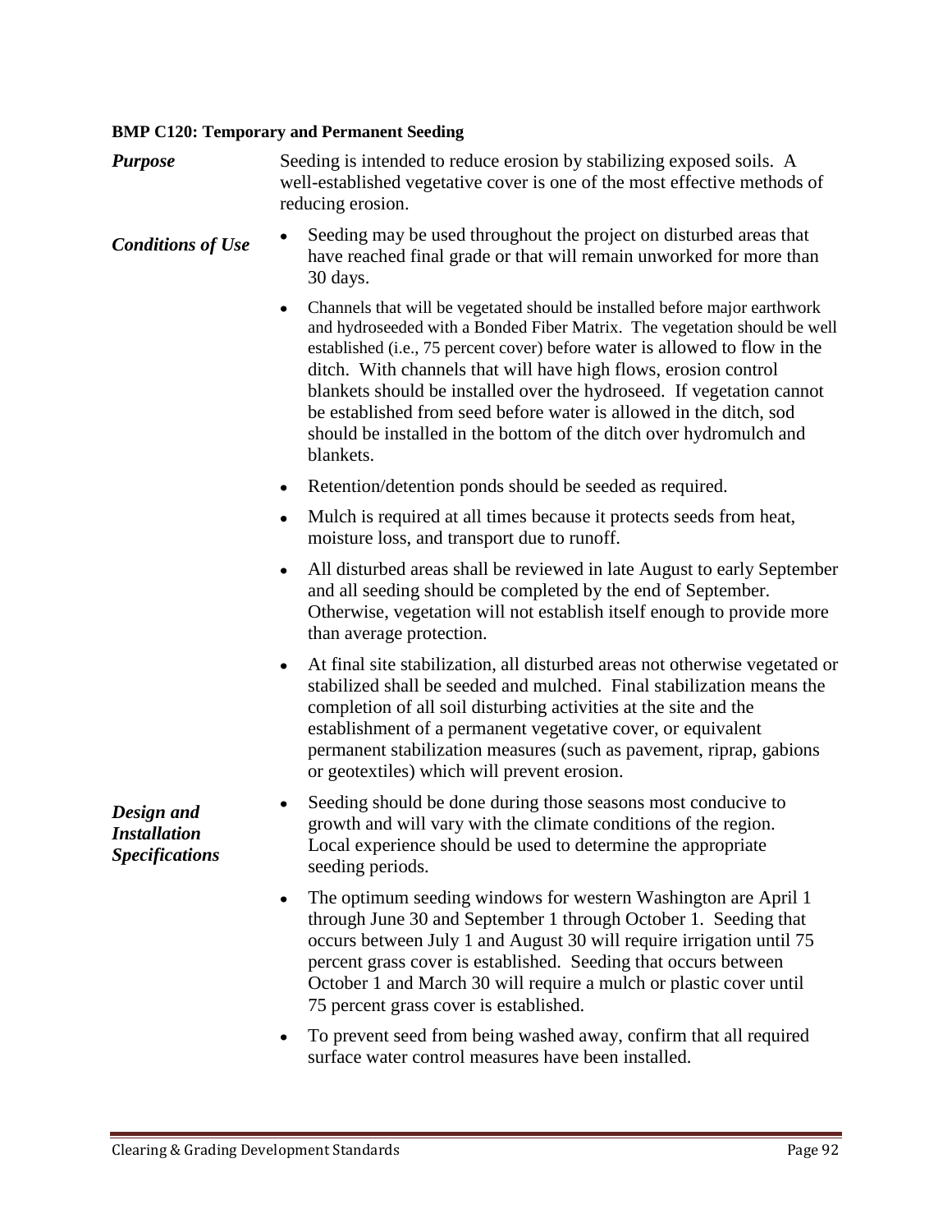**BMP C120: Temporary and Permanent Seeding**

***Purpose***

Seeding is intended to reduce erosion by stabilizing exposed soils. A well-established vegetative cover is one of the most effective methods of reducing erosion.

***Conditions of Use***

- Seeding may be used throughout the project on disturbed areas that have reached final grade or that will remain unworked for more than 30 days.
- Channels that will be vegetated should be installed before major earthwork and hydroseeded with a Bonded Fiber Matrix. The vegetation should be well established (i.e., 75 percent cover) before water is allowed to flow in the ditch. With channels that will have high flows, erosion control blankets should be installed over the hydroseed. If vegetation cannot be established from seed before water is allowed in the ditch, sod should be installed in the bottom of the ditch over hydromulch and blankets.
- Retention/detention ponds should be seeded as required.
- Mulch is required at all times because it protects seeds from heat, moisture loss, and transport due to runoff.
- All disturbed areas shall be reviewed in late August to early September and all seeding should be completed by the end of September. Otherwise, vegetation will not establish itself enough to provide more than average protection.
- At final site stabilization, all disturbed areas not otherwise vegetated or stabilized shall be seeded and mulched. Final stabilization means the completion of all soil disturbing activities at the site and the establishment of a permanent vegetative cover, or equivalent permanent stabilization measures (such as pavement, riprap, gabions or geotextiles) which will prevent erosion.

***Design and Installation Specifications***

- Seeding should be done during those seasons most conducive to growth and will vary with the climate conditions of the region. Local experience should be used to determine the appropriate seeding periods.
- The optimum seeding windows for western Washington are April 1 through June 30 and September 1 through October 1. Seeding that occurs between July 1 and August 30 will require irrigation until 75 percent grass cover is established. Seeding that occurs between October 1 and March 30 will require a mulch or plastic cover until 75 percent grass cover is established.
- To prevent seed from being washed away, confirm that all required surface water control measures have been installed.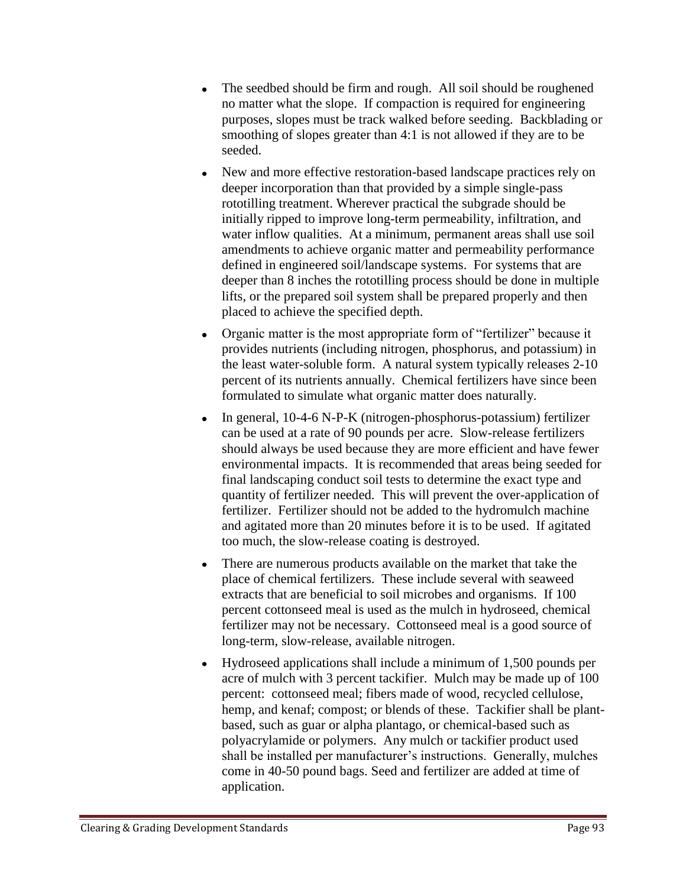- The seedbed should be firm and rough. All soil should be roughened no matter what the slope. If compaction is required for engineering purposes, slopes must be track walked before seeding. Backblading or smoothing of slopes greater than 4:1 is not allowed if they are to be seeded.
- New and more effective restoration-based landscape practices rely on deeper incorporation than that provided by a simple single-pass rototilling treatment. Wherever practical the subgrade should be initially ripped to improve long-term permeability, infiltration, and water inflow qualities. At a minimum, permanent areas shall use soil amendments to achieve organic matter and permeability performance defined in engineered soil/landscape systems. For systems that are deeper than 8 inches the rototilling process should be done in multiple lifts, or the prepared soil system shall be prepared properly and then placed to achieve the specified depth.
- Organic matter is the most appropriate form of "fertilizer" because it provides nutrients (including nitrogen, phosphorus, and potassium) in the least water-soluble form. A natural system typically releases 2-10 percent of its nutrients annually. Chemical fertilizers have since been formulated to simulate what organic matter does naturally.
- In general, 10-4-6 N-P-K (nitrogen-phosphorus-potassium) fertilizer can be used at a rate of 90 pounds per acre. Slow-release fertilizers should always be used because they are more efficient and have fewer environmental impacts. It is recommended that areas being seeded for final landscaping conduct soil tests to determine the exact type and quantity of fertilizer needed. This will prevent the over-application of fertilizer. Fertilizer should not be added to the hydromulch machine and agitated more than 20 minutes before it is to be used. If agitated too much, the slow-release coating is destroyed.
- There are numerous products available on the market that take the place of chemical fertilizers. These include several with seaweed extracts that are beneficial to soil microbes and organisms. If 100 percent cottonseed meal is used as the mulch in hydroseed, chemical fertilizer may not be necessary. Cottonseed meal is a good source of long-term, slow-release, available nitrogen.
- Hydroseed applications shall include a minimum of 1,500 pounds per acre of mulch with 3 percent tackifier. Mulch may be made up of 100 percent: cottonseed meal; fibers made of wood, recycled cellulose, hemp, and kenaf; compost; or blends of these. Tackifier shall be plant-based, such as guar or alpha plantago, or chemical-based such as polyacrylamide or polymers. Any mulch or tackifier product used shall be installed per manufacturer's instructions. Generally, mulches come in 40-50 pound bags. Seed and fertilizer are added at time of application.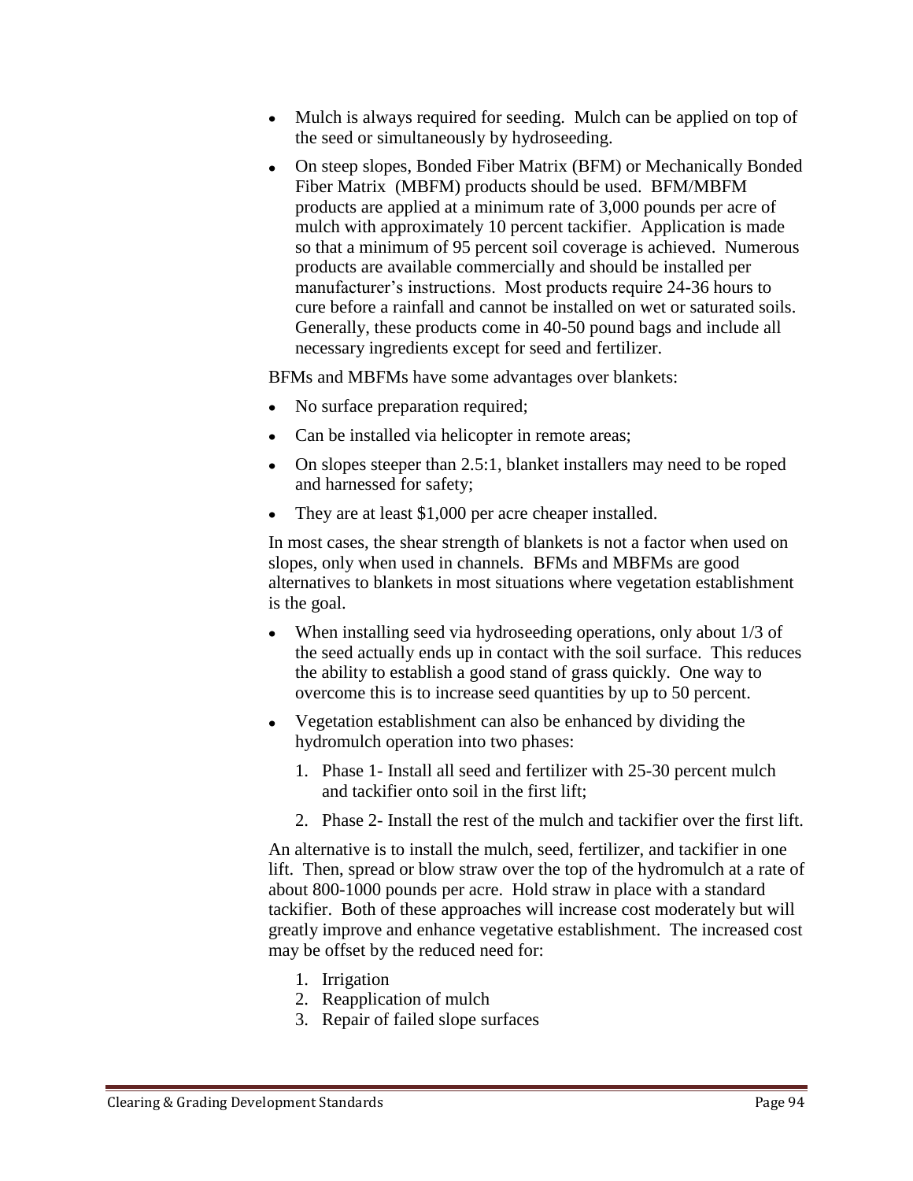- Mulch is always required for seeding. Mulch can be applied on top of the seed or simultaneously by hydroseeding.
- On steep slopes, Bonded Fiber Matrix (BFM) or Mechanically Bonded Fiber Matrix (MBFM) products should be used. BFM/MBFM products are applied at a minimum rate of 3,000 pounds per acre of mulch with approximately 10 percent tackifier. Application is made so that a minimum of 95 percent soil coverage is achieved. Numerous products are available commercially and should be installed per manufacturer's instructions. Most products require 24-36 hours to cure before a rainfall and cannot be installed on wet or saturated soils. Generally, these products come in 40-50 pound bags and include all necessary ingredients except for seed and fertilizer.

BFMs and MBFMs have some advantages over blankets:

- No surface preparation required;
- Can be installed via helicopter in remote areas;
- On slopes steeper than 2.5:1, blanket installers may need to be roped and harnessed for safety;
- They are at least $1,000 per acre cheaper installed.

In most cases, the shear strength of blankets is not a factor when used on slopes, only when used in channels. BFMs and MBFMs are good alternatives to blankets in most situations where vegetation establishment is the goal.

- When installing seed via hydroseeding operations, only about 1/3 of the seed actually ends up in contact with the soil surface. This reduces the ability to establish a good stand of grass quickly. One way to overcome this is to increase seed quantities by up to 50 percent.
- Vegetation establishment can also be enhanced by dividing the hydromulch operation into two phases:
  1. Phase 1- Install all seed and fertilizer with 25-30 percent mulch and tackifier onto soil in the first lift;
  2. Phase 2- Install the rest of the mulch and tackifier over the first lift.

An alternative is to install the mulch, seed, fertilizer, and tackifier in one lift. Then, spread or blow straw over the top of the hydromulch at a rate of about 800-1000 pounds per acre. Hold straw in place with a standard tackifier. Both of these approaches will increase cost moderately but will greatly improve and enhance vegetative establishment. The increased cost may be offset by the reduced need for:

1. Irrigation
2. Reapplication of mulch
3. Repair of failed slope surfaces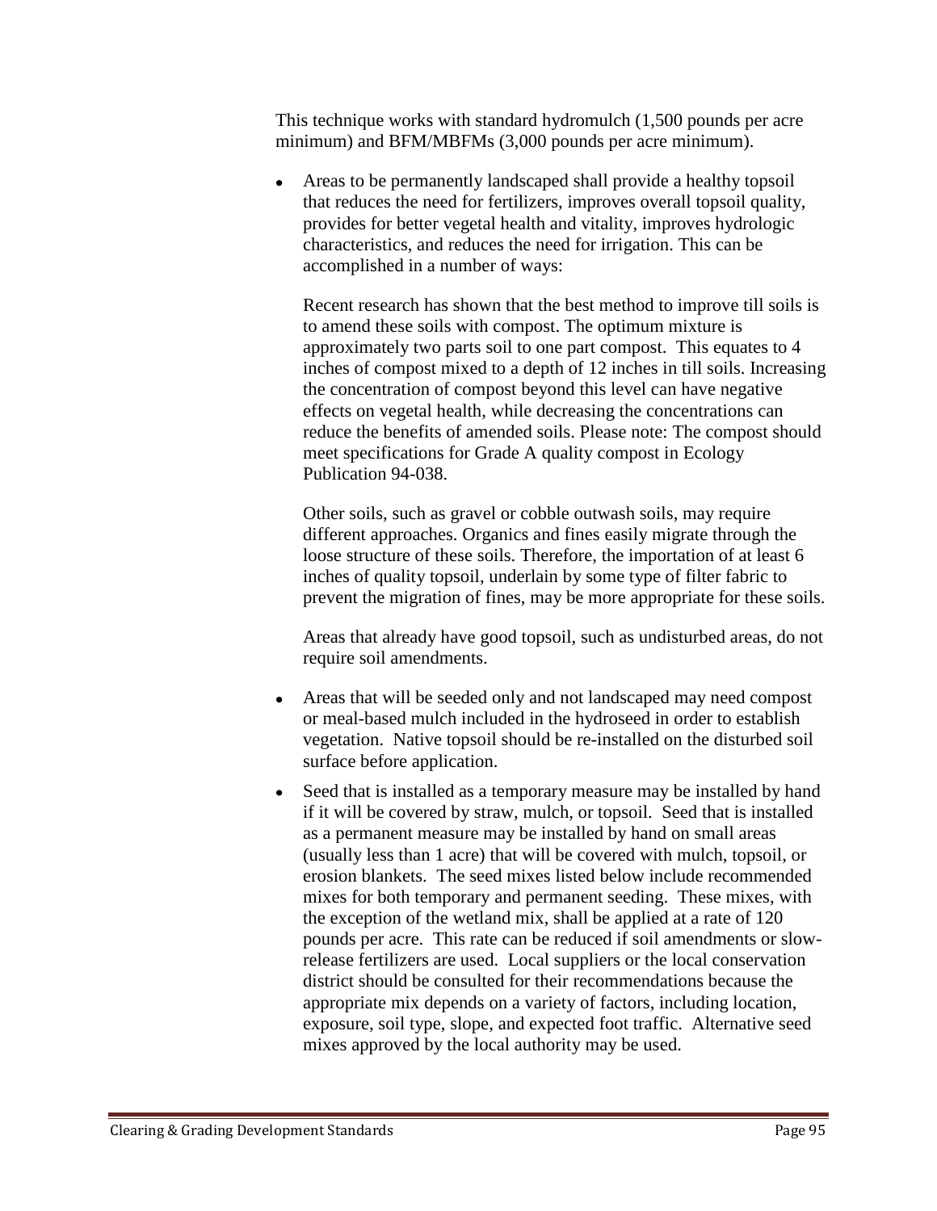This technique works with standard hydromulch (1,500 pounds per acre minimum) and BFM/MBFMs (3,000 pounds per acre minimum).

- Areas to be permanently landscaped shall provide a healthy topsoil that reduces the need for fertilizers, improves overall topsoil quality, provides for better vegetal health and vitality, improves hydrologic characteristics, and reduces the need for irrigation. This can be accomplished in a number of ways:

  Recent research has shown that the best method to improve till soils is to amend these soils with compost. The optimum mixture is approximately two parts soil to one part compost. This equates to 4 inches of compost mixed to a depth of 12 inches in till soils. Increasing the concentration of compost beyond this level can have negative effects on vegetal health, while decreasing the concentrations can reduce the benefits of amended soils. Please note: The compost should meet specifications for Grade A quality compost in Ecology Publication 94-038.

  Other soils, such as gravel or cobble outwash soils, may require different approaches. Organics and fines easily migrate through the loose structure of these soils. Therefore, the importation of at least 6 inches of quality topsoil, underlain by some type of filter fabric to prevent the migration of fines, may be more appropriate for these soils.

  Areas that already have good topsoil, such as undisturbed areas, do not require soil amendments.

- Areas that will be seeded only and not landscaped may need compost or meal-based mulch included in the hydroseed in order to establish vegetation. Native topsoil should be re-installed on the disturbed soil surface before application.

- Seed that is installed as a temporary measure may be installed by hand if it will be covered by straw, mulch, or topsoil. Seed that is installed as a permanent measure may be installed by hand on small areas (usually less than 1 acre) that will be covered with mulch, topsoil, or erosion blankets. The seed mixes listed below include recommended mixes for both temporary and permanent seeding. These mixes, with the exception of the wetland mix, shall be applied at a rate of 120 pounds per acre. This rate can be reduced if soil amendments or slow-release fertilizers are used. Local suppliers or the local conservation district should be consulted for their recommendations because the appropriate mix depends on a variety of factors, including location, exposure, soil type, slope, and expected foot traffic. Alternative seed mixes approved by the local authority may be used.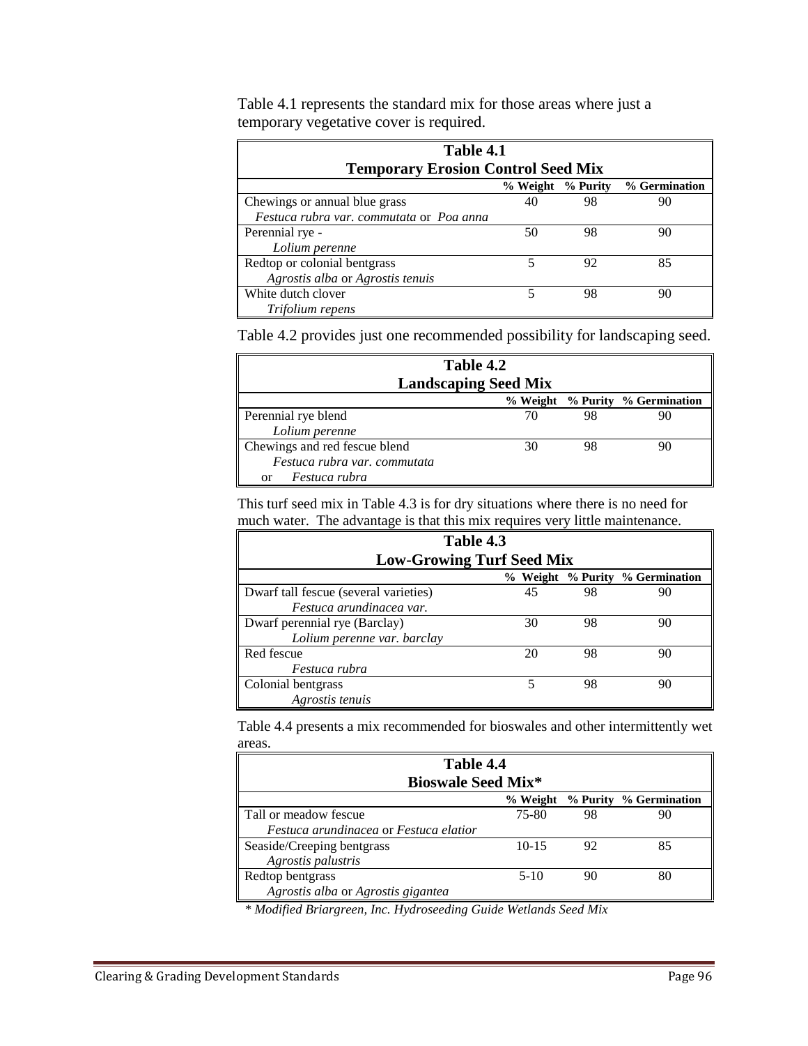Table 4.1 represents the standard mix for those areas where just a temporary vegetative cover is required.

| **Table 4.1**<br>**Temporary Erosion Control Seed Mix** | | | |
|---|---|---|---|
| | **% Weight** | **% Purity** | **% Germination** |
| Chewings or annual blue grass<br>*Festuca rubra var. commutata* or *Poa anna* | 40 | 98 | 90 |
| Perennial rye -<br>*Lolium perenne* | 50 | 98 | 90 |
| Redtop or colonial bentgrass<br>*Agrostis alba* or *Agrostis tenuis* | 5 | 92 | 85 |
| White dutch clover<br>*Trifolium repens* | 5 | 98 | 90 |

Table 4.2 provides just one recommended possibility for landscaping seed.

| **Table 4.2**<br>**Landscaping Seed Mix** | | | |
|---|---|---|---|
| | **% Weight** | **% Purity** | **% Germination** |
| Perennial rye blend<br>*Lolium perenne* | 70 | 98 | 90 |
| Chewings and red fescue blend<br>*Festuca rubra var. commutata*<br>or *Festuca rubra* | 30 | 98 | 90 |

This turf seed mix in Table 4.3 is for dry situations where there is no need for much water. The advantage is that this mix requires very little maintenance.

| **Table 4.3**<br>**Low-Growing Turf Seed Mix** | | | |
|---|---|---|---|
| | **% Weight** | **% Purity** | **% Germination** |
| Dwarf tall fescue (several varieties)<br>*Festuca arundinacea var.* | 45 | 98 | 90 |
| Dwarf perennial rye (Barclay)<br>*Lolium perenne var. barclay* | 30 | 98 | 90 |
| Red fescue<br>*Festuca rubra* | 20 | 98 | 90 |
| Colonial bentgrass<br>*Agrostis tenuis* | 5 | 98 | 90 |

Table 4.4 presents a mix recommended for bioswales and other intermittently wet areas.

| **Table 4.4**<br>**Bioswale Seed Mix*** | | | |
|---|---|---|---|
| | **% Weight** | **% Purity** | **% Germination** |
| Tall or meadow fescue<br>*Festuca arundinacea* or *Festuca elatior* | 75-80 | 98 | 90 |
| Seaside/Creeping bentgrass<br>*Agrostis palustris* | 10-15 | 92 | 85 |
| Redtop bentgrass<br>*Agrostis alba* or *Agrostis gigantea* | 5-10 | 90 | 80 |

*\* Modified Briargreen, Inc. Hydroseeding Guide Wetlands Seed Mix*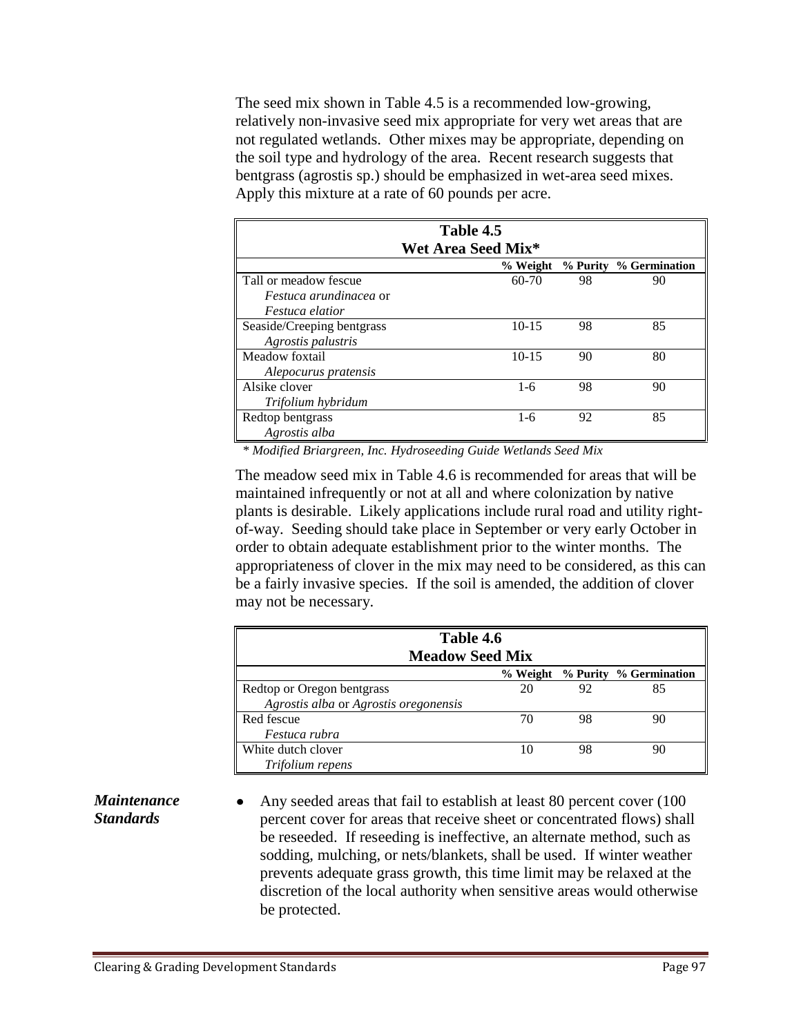The seed mix shown in Table 4.5 is a recommended low-growing, relatively non-invasive seed mix appropriate for very wet areas that are not regulated wetlands. Other mixes may be appropriate, depending on the soil type and hydrology of the area. Recent research suggests that bentgrass (agrostis sp.) should be emphasized in wet-area seed mixes. Apply this mixture at a rate of 60 pounds per acre.

**Table 4.5**
**Wet Area Seed Mix***

| | % Weight | % Purity | % Germination |
|---|---|---|---|
| Tall or meadow fescue *Festuca arundinacea* or *Festuca elatior* | 60-70 | 98 | 90 |
| Seaside/Creeping bentgrass *Agrostis palustris* | 10-15 | 98 | 85 |
| Meadow foxtail *Alepocurus pratensis* | 10-15 | 90 | 80 |
| Alsike clover *Trifolium hybridum* | 1-6 | 98 | 90 |
| Redtop bentgrass *Agrostis alba* | 1-6 | 92 | 85 |

*\* Modified Briargreen, Inc. Hydroseeding Guide Wetlands Seed Mix*

The meadow seed mix in Table 4.6 is recommended for areas that will be maintained infrequently or not at all and where colonization by native plants is desirable. Likely applications include rural road and utility right-of-way. Seeding should take place in September or very early October in order to obtain adequate establishment prior to the winter months. The appropriateness of clover in the mix may need to be considered, as this can be a fairly invasive species. If the soil is amended, the addition of clover may not be necessary.

**Table 4.6**
**Meadow Seed Mix**

| | % Weight | % Purity | % Germination |
|---|---|---|---|
| Redtop or Oregon bentgrass *Agrostis alba* or *Agrostis oregonensis* | 20 | 92 | 85 |
| Red fescue *Festuca rubra* | 70 | 98 | 90 |
| White dutch clover *Trifolium repens* | 10 | 98 | 90 |

***Maintenance Standards***

- Any seeded areas that fail to establish at least 80 percent cover (100 percent cover for areas that receive sheet or concentrated flows) shall be reseeded. If reseeding is ineffective, an alternate method, such as sodding, mulching, or nets/blankets, shall be used. If winter weather prevents adequate grass growth, this time limit may be relaxed at the discretion of the local authority when sensitive areas would otherwise be protected.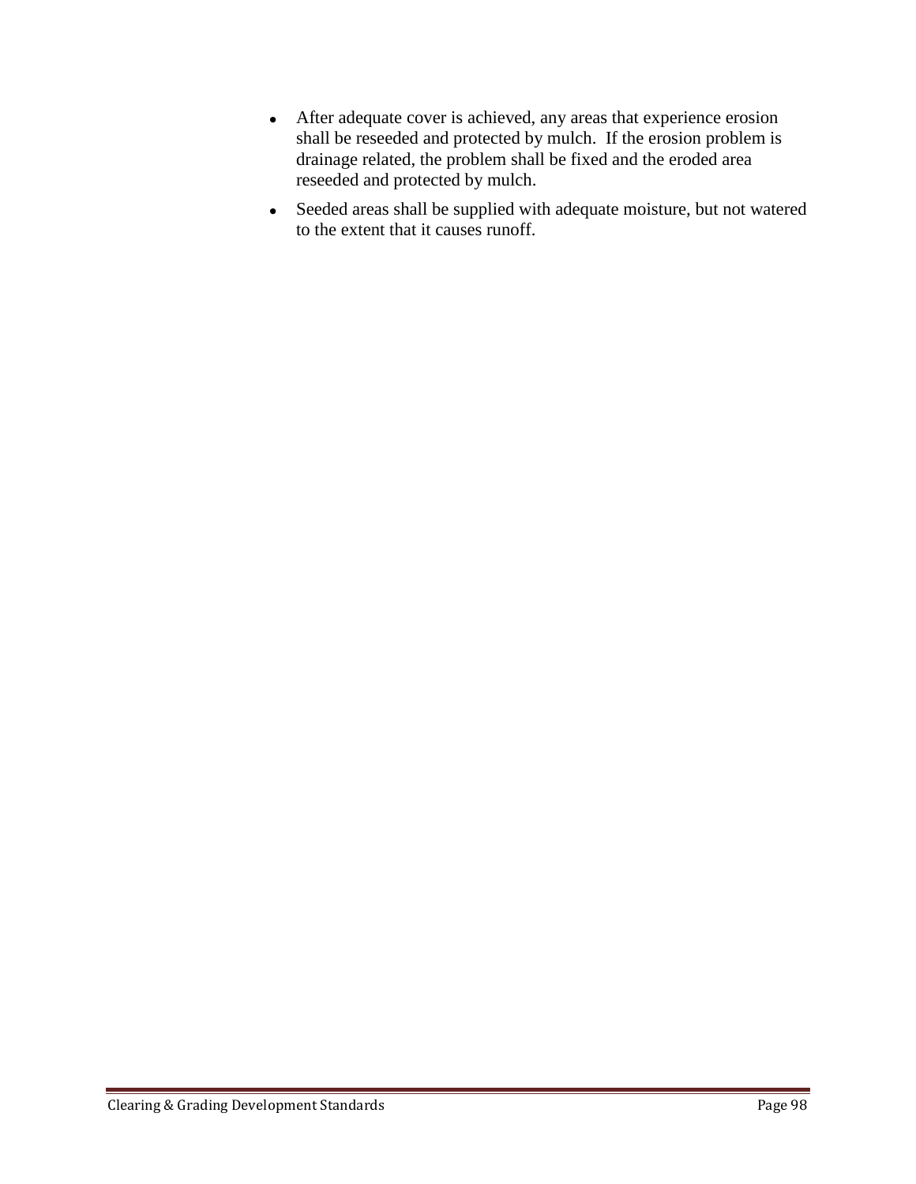- After adequate cover is achieved, any areas that experience erosion shall be reseeded and protected by mulch. If the erosion problem is drainage related, the problem shall be fixed and the eroded area reseeded and protected by mulch.
- Seeded areas shall be supplied with adequate moisture, but not watered to the extent that it causes runoff.